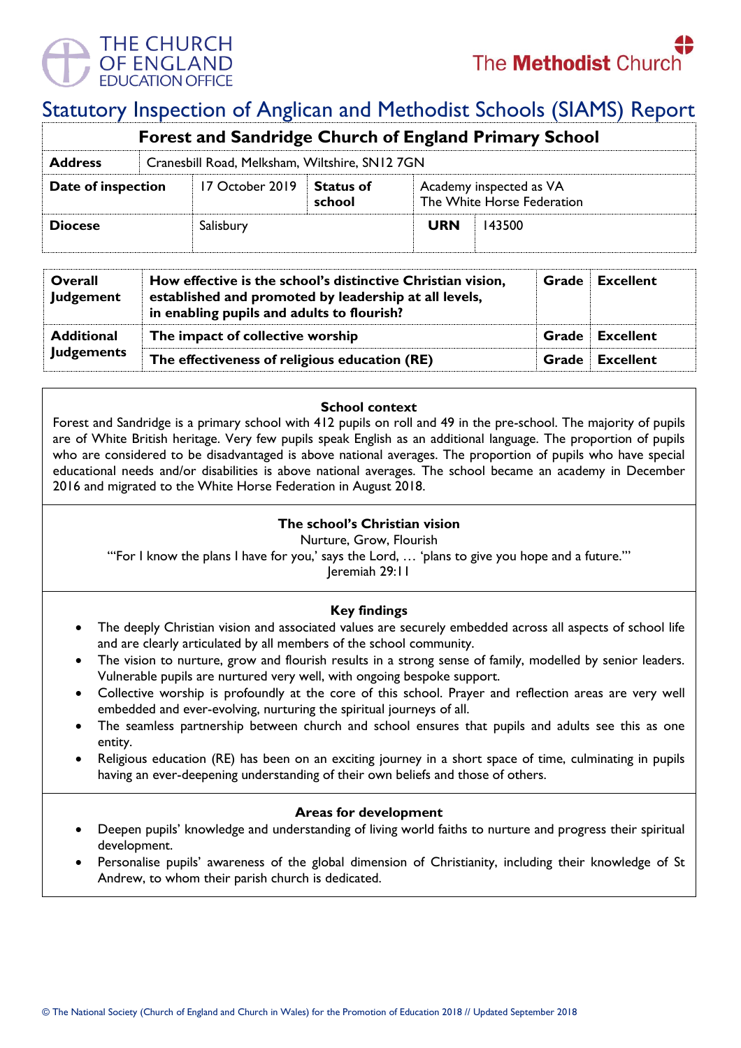# Statutory Inspection of Anglican and Methodist Schools (SIAMS) Report

| Forest and Sandridge Church of England Primary School | | | | |
|---|---|---|---|---|
| **Address** | Cranesbill Road, Melksham, Wiltshire, SN12 7GN | | | |
| **Date of inspection** | 17 October 2019 | **Status of school** | Academy inspected as VA The White Horse Federation | |
| **Diocese** | Salisbury | | **URN** | 143500 |

| | | | |
|---|---|---|---|
| **Overall Judgement** | **How effective is the school's distinctive Christian vision, established and promoted by leadership at all levels, in enabling pupils and adults to flourish?** | **Grade** | **Excellent** |
| **Additional Judgements** | **The impact of collective worship** | **Grade** | **Excellent** |
| | **The effectiveness of religious education (RE)** | **Grade** | **Excellent** |

## School context

Forest and Sandridge is a primary school with 412 pupils on roll and 49 in the pre-school. The majority of pupils are of White British heritage. Very few pupils speak English as an additional language. The proportion of pupils who are considered to be disadvantaged is above national averages. The proportion of pupils who have special educational needs and/or disabilities is above national averages. The school became an academy in December 2016 and migrated to the White Horse Federation in August 2018.

## The school's Christian vision

Nurture, Grow, Flourish

"'For I know the plans I have for you,' says the Lord, … 'plans to give you hope and a future.'"

Jeremiah 29:11

## Key findings

- The deeply Christian vision and associated values are securely embedded across all aspects of school life and are clearly articulated by all members of the school community.
- The vision to nurture, grow and flourish results in a strong sense of family, modelled by senior leaders. Vulnerable pupils are nurtured very well, with ongoing bespoke support.
- Collective worship is profoundly at the core of this school. Prayer and reflection areas are very well embedded and ever-evolving, nurturing the spiritual journeys of all.
- The seamless partnership between church and school ensures that pupils and adults see this as one entity.
- Religious education (RE) has been on an exciting journey in a short space of time, culminating in pupils having an ever-deepening understanding of their own beliefs and those of others.

## Areas for development

- Deepen pupils' knowledge and understanding of living world faiths to nurture and progress their spiritual development.
- Personalise pupils' awareness of the global dimension of Christianity, including their knowledge of St Andrew, to whom their parish church is dedicated.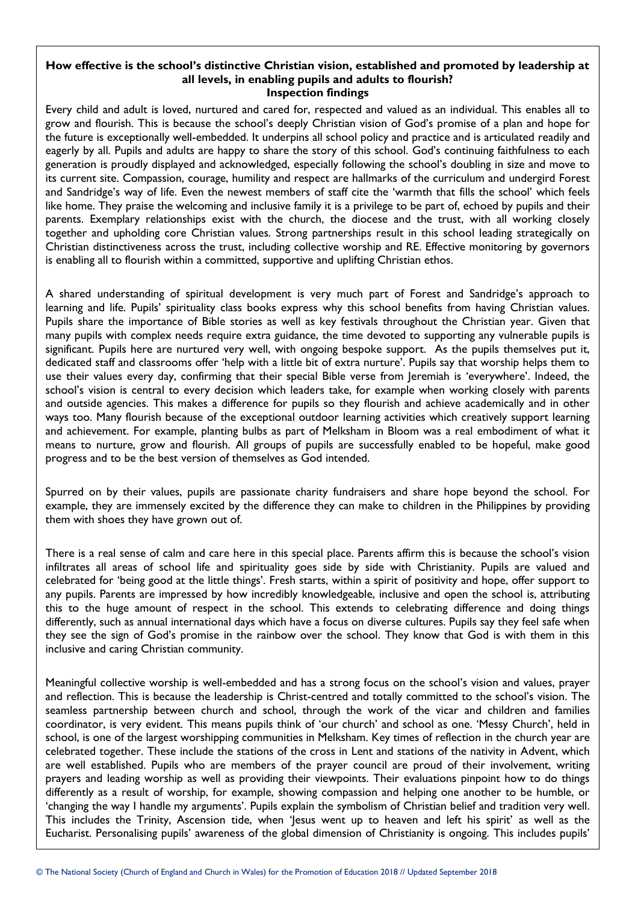**How effective is the school's distinctive Christian vision, established and promoted by leadership at all levels, in enabling pupils and adults to flourish?**
**Inspection findings**

Every child and adult is loved, nurtured and cared for, respected and valued as an individual. This enables all to grow and flourish. This is because the school's deeply Christian vision of God's promise of a plan and hope for the future is exceptionally well-embedded. It underpins all school policy and practice and is articulated readily and eagerly by all. Pupils and adults are happy to share the story of this school. God's continuing faithfulness to each generation is proudly displayed and acknowledged, especially following the school's doubling in size and move to its current site. Compassion, courage, humility and respect are hallmarks of the curriculum and undergird Forest and Sandridge's way of life. Even the newest members of staff cite the 'warmth that fills the school' which feels like home. They praise the welcoming and inclusive family it is a privilege to be part of, echoed by pupils and their parents. Exemplary relationships exist with the church, the diocese and the trust, with all working closely together and upholding core Christian values. Strong partnerships result in this school leading strategically on Christian distinctiveness across the trust, including collective worship and RE. Effective monitoring by governors is enabling all to flourish within a committed, supportive and uplifting Christian ethos.

A shared understanding of spiritual development is very much part of Forest and Sandridge's approach to learning and life. Pupils' spirituality class books express why this school benefits from having Christian values. Pupils share the importance of Bible stories as well as key festivals throughout the Christian year. Given that many pupils with complex needs require extra guidance, the time devoted to supporting any vulnerable pupils is significant. Pupils here are nurtured very well, with ongoing bespoke support. As the pupils themselves put it, dedicated staff and classrooms offer 'help with a little bit of extra nurture'. Pupils say that worship helps them to use their values every day, confirming that their special Bible verse from Jeremiah is 'everywhere'. Indeed, the school's vision is central to every decision which leaders take, for example when working closely with parents and outside agencies. This makes a difference for pupils so they flourish and achieve academically and in other ways too. Many flourish because of the exceptional outdoor learning activities which creatively support learning and achievement. For example, planting bulbs as part of Melksham in Bloom was a real embodiment of what it means to nurture, grow and flourish. All groups of pupils are successfully enabled to be hopeful, make good progress and to be the best version of themselves as God intended.

Spurred on by their values, pupils are passionate charity fundraisers and share hope beyond the school. For example, they are immensely excited by the difference they can make to children in the Philippines by providing them with shoes they have grown out of.

There is a real sense of calm and care here in this special place. Parents affirm this is because the school's vision infiltrates all areas of school life and spirituality goes side by side with Christianity. Pupils are valued and celebrated for 'being good at the little things'. Fresh starts, within a spirit of positivity and hope, offer support to any pupils. Parents are impressed by how incredibly knowledgeable, inclusive and open the school is, attributing this to the huge amount of respect in the school. This extends to celebrating difference and doing things differently, such as annual international days which have a focus on diverse cultures. Pupils say they feel safe when they see the sign of God's promise in the rainbow over the school. They know that God is with them in this inclusive and caring Christian community.

Meaningful collective worship is well-embedded and has a strong focus on the school's vision and values, prayer and reflection. This is because the leadership is Christ-centred and totally committed to the school's vision. The seamless partnership between church and school, through the work of the vicar and children and families coordinator, is very evident. This means pupils think of 'our church' and school as one. 'Messy Church', held in school, is one of the largest worshipping communities in Melksham. Key times of reflection in the church year are celebrated together. These include the stations of the cross in Lent and stations of the nativity in Advent, which are well established. Pupils who are members of the prayer council are proud of their involvement, writing prayers and leading worship as well as providing their viewpoints. Their evaluations pinpoint how to do things differently as a result of worship, for example, showing compassion and helping one another to be humble, or 'changing the way I handle my arguments'. Pupils explain the symbolism of Christian belief and tradition very well. This includes the Trinity, Ascension tide, when 'Jesus went up to heaven and left his spirit' as well as the Eucharist. Personalising pupils' awareness of the global dimension of Christianity is ongoing. This includes pupils'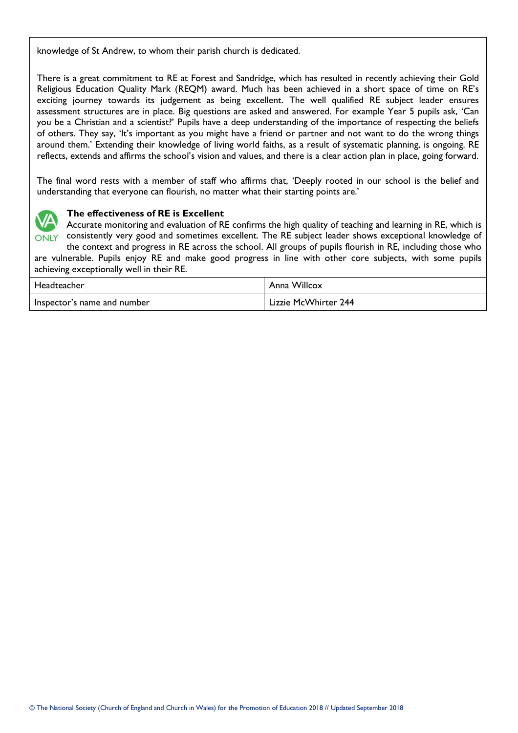knowledge of St Andrew, to whom their parish church is dedicated.

There is a great commitment to RE at Forest and Sandridge, which has resulted in recently achieving their Gold Religious Education Quality Mark (REQM) award. Much has been achieved in a short space of time on RE's exciting journey towards its judgement as being excellent. The well qualified RE subject leader ensures assessment structures are in place. Big questions are asked and answered. For example Year 5 pupils ask, 'Can you be a Christian and a scientist?' Pupils have a deep understanding of the importance of respecting the beliefs of others. They say, 'It's important as you might have a friend or partner and not want to do the wrong things around them.' Extending their knowledge of living world faiths, as a result of systematic planning, is ongoing. RE reflects, extends and affirms the school's vision and values, and there is a clear action plan in place, going forward.

The final word rests with a member of staff who affirms that, 'Deeply rooted in our school is the belief and understanding that everyone can flourish, no matter what their starting points are.'

VA ONLY

**The effectiveness of RE is Excellent**

Accurate monitoring and evaluation of RE confirms the high quality of teaching and learning in RE, which is consistently very good and sometimes excellent. The RE subject leader shows exceptional knowledge of the context and progress in RE across the school. All groups of pupils flourish in RE, including those who are vulnerable. Pupils enjoy RE and make good progress in line with other core subjects, with some pupils achieving exceptionally well in their RE.

| | |
|---|---|
| Headteacher | Anna Willcox |
| Inspector's name and number | Lizzie McWhirter 244 |